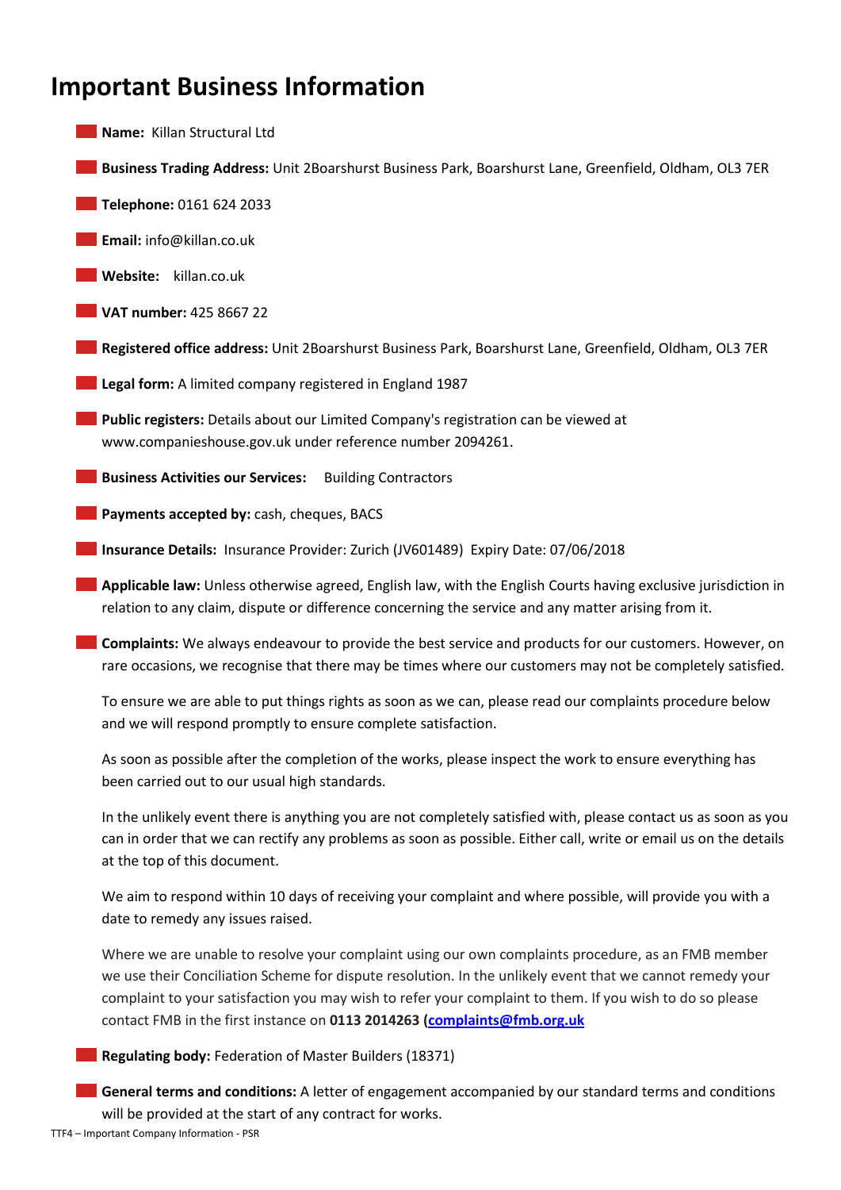# Important Business Information

- **Name:** Killan Structural Ltd
- **Business Trading Address:** Unit 2Boarshurst Business Park, Boarshurst Lane, Greenfield, Oldham, OL3 7ER
- **Telephone:** 0161 624 2033
- **Email:** info@killan.co.uk
- **Website:** killan.co.uk
- **VAT number:** 425 8667 22
- **Registered office address:** Unit 2Boarshurst Business Park, Boarshurst Lane, Greenfield, Oldham, OL3 7ER
- **Legal form:** A limited company registered in England 1987
- **Public registers:** Details about our Limited Company's registration can be viewed at www.companieshouse.gov.uk under reference number 2094261.
- **Business Activities our Services:** Building Contractors
- **Payments accepted by:** cash, cheques, BACS
- **Insurance Details:** Insurance Provider: Zurich (JV601489) Expiry Date: 07/06/2018
- **Applicable law:** Unless otherwise agreed, English law, with the English Courts having exclusive jurisdiction in relation to any claim, dispute or difference concerning the service and any matter arising from it.
- **Complaints:** We always endeavour to provide the best service and products for our customers. However, on rare occasions, we recognise that there may be times where our customers may not be completely satisfied.

  To ensure we are able to put things rights as soon as we can, please read our complaints procedure below and we will respond promptly to ensure complete satisfaction.

  As soon as possible after the completion of the works, please inspect the work to ensure everything has been carried out to our usual high standards.

  In the unlikely event there is anything you are not completely satisfied with, please contact us as soon as you can in order that we can rectify any problems as soon as possible. Either call, write or email us on the details at the top of this document.

  We aim to respond within 10 days of receiving your complaint and where possible, will provide you with a date to remedy any issues raised.

  Where we are unable to resolve your complaint using our own complaints procedure, as an FMB member we use their Conciliation Scheme for dispute resolution. In the unlikely event that we cannot remedy your complaint to your satisfaction you may wish to refer your complaint to them. If you wish to do so please contact FMB in the first instance on **0113 2014263 (complaints@fmb.org.uk**

- **Regulating body:** Federation of Master Builders (18371)
- **General terms and conditions:** A letter of engagement accompanied by our standard terms and conditions will be provided at the start of any contract for works.

TTF4 – Important Company Information - PSR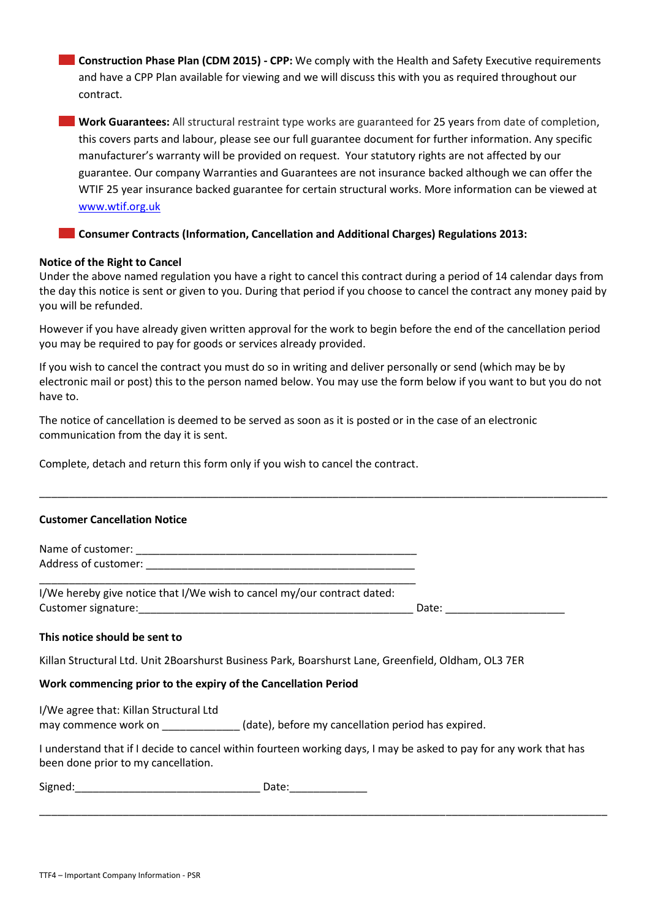- **Construction Phase Plan (CDM 2015) - CPP:** We comply with the Health and Safety Executive requirements and have a CPP Plan available for viewing and we will discuss this with you as required throughout our contract.

- **Work Guarantees:** All structural restraint type works are guaranteed for 25 years from date of completion, this covers parts and labour, please see our full guarantee document for further information. Any specific manufacturer's warranty will be provided on request. Your statutory rights are not affected by our guarantee. Our company Warranties and Guarantees are not insurance backed although we can offer the WTIF 25 year insurance backed guarantee for certain structural works. More information can be viewed at [www.wtif.org.uk](http://www.wtif.org.uk)

- **Consumer Contracts (Information, Cancellation and Additional Charges) Regulations 2013:**

**Notice of the Right to Cancel**

Under the above named regulation you have a right to cancel this contract during a period of 14 calendar days from the day this notice is sent or given to you. During that period if you choose to cancel the contract any money paid by you will be refunded.

However if you have already given written approval for the work to begin before the end of the cancellation period you may be required to pay for goods or services already provided.

If you wish to cancel the contract you must do so in writing and deliver personally or send (which may be by electronic mail or post) this to the person named below. You may use the form below if you want to but you do not have to.

The notice of cancellation is deemed to be served as soon as it is posted or in the case of an electronic communication from the day it is sent.

Complete, detach and return this form only if you wish to cancel the contract.

---

**Customer Cancellation Notice**

Name of customer: ______________________________________________

Address of customer: ____________________________________________

________________________________________________________

I/We hereby give notice that I/We wish to cancel my/our contract dated:

Customer signature:_____________________________________________ Date: ___________________

**This notice should be sent to**

Killan Structural Ltd. Unit 2Boarshurst Business Park, Boarshurst Lane, Greenfield, Oldham, OL3 7ER

**Work commencing prior to the expiry of the Cancellation Period**

I/We agree that: Killan Structural Ltd
may commence work on _____________ (date), before my cancellation period has expired.

I understand that if I decide to cancel within fourteen working days, I may be asked to pay for any work that has been done prior to my cancellation.

Signed:______________________________ Date:_____________

---

TTF4 – Important Company Information - PSR